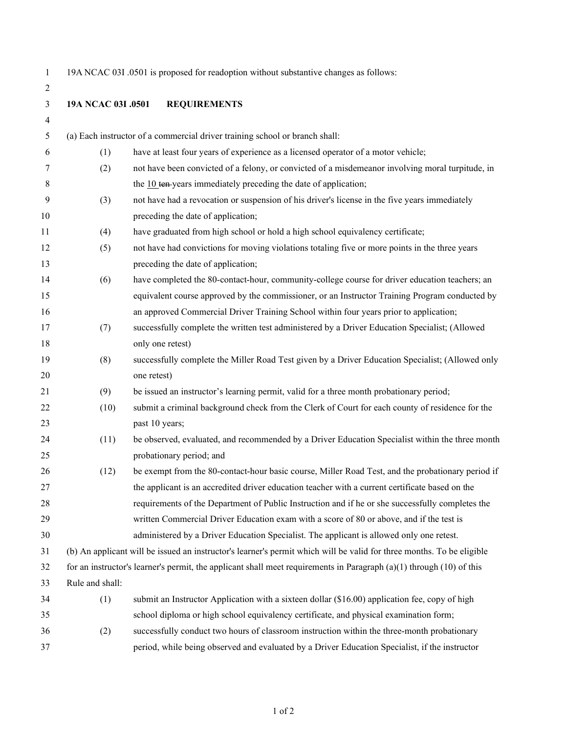19A NCAC 03I .0501 is proposed for readoption without substantive changes as follows:

**19A NCAC 03I .0501 REQUIREMENTS**

(a) Each instructor of a commercial driver training school or branch shall:

(1) have at least four years of experience as a licensed operator of a motor vehicle;

(2) not have been convicted of a felony, or convicted of a misdemeanor involving moral turpitude, in the 10 ~~ten~~ years immediately preceding the date of application;

(3) not have had a revocation or suspension of his driver's license in the five years immediately preceding the date of application;

(4) have graduated from high school or hold a high school equivalency certificate;

(5) not have had convictions for moving violations totaling five or more points in the three years preceding the date of application;

(6) have completed the 80-contact-hour, community-college course for driver education teachers; an equivalent course approved by the commissioner, or an Instructor Training Program conducted by an approved Commercial Driver Training School within four years prior to application;

(7) successfully complete the written test administered by a Driver Education Specialist; (Allowed only one retest)

(8) successfully complete the Miller Road Test given by a Driver Education Specialist; (Allowed only one retest)

(9) be issued an instructor's learning permit, valid for a three month probationary period;

(10) submit a criminal background check from the Clerk of Court for each county of residence for the past 10 years;

(11) be observed, evaluated, and recommended by a Driver Education Specialist within the three month probationary period; and

(12) be exempt from the 80-contact-hour basic course, Miller Road Test, and the probationary period if the applicant is an accredited driver education teacher with a current certificate based on the requirements of the Department of Public Instruction and if he or she successfully completes the written Commercial Driver Education exam with a score of 80 or above, and if the test is administered by a Driver Education Specialist. The applicant is allowed only one retest.

(b) An applicant will be issued an instructor's learner's permit which will be valid for three months. To be eligible for an instructor's learner's permit, the applicant shall meet requirements in Paragraph (a)(1) through (10) of this Rule and shall:

(1) submit an Instructor Application with a sixteen dollar ($16.00) application fee, copy of high school diploma or high school equivalency certificate, and physical examination form;

(2) successfully conduct two hours of classroom instruction within the three-month probationary period, while being observed and evaluated by a Driver Education Specialist, if the instructor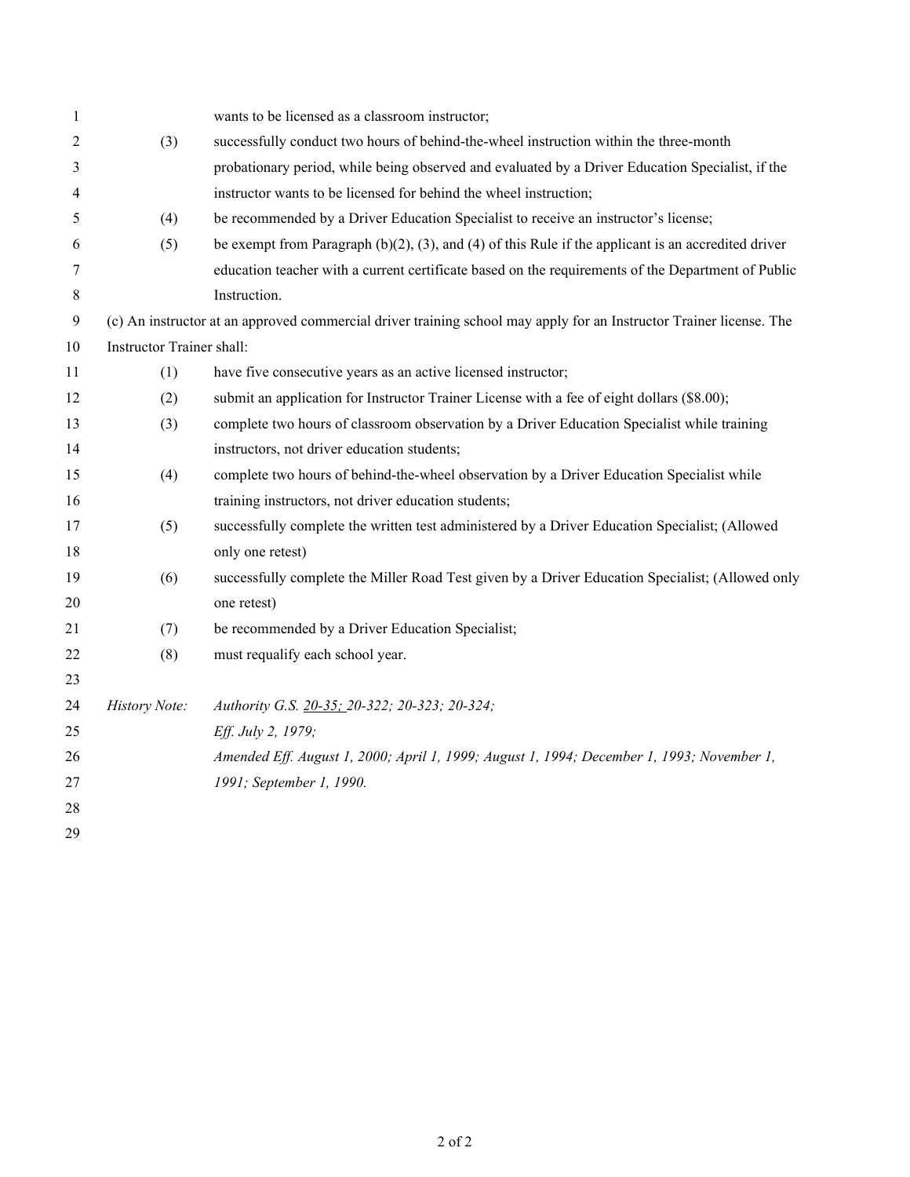wants to be licensed as a classroom instructor;

(3) successfully conduct two hours of behind-the-wheel instruction within the three-month probationary period, while being observed and evaluated by a Driver Education Specialist, if the instructor wants to be licensed for behind the wheel instruction;

(4) be recommended by a Driver Education Specialist to receive an instructor's license;

(5) be exempt from Paragraph (b)(2), (3), and (4) of this Rule if the applicant is an accredited driver education teacher with a current certificate based on the requirements of the Department of Public Instruction.

(c) An instructor at an approved commercial driver training school may apply for an Instructor Trainer license. The Instructor Trainer shall:

(1) have five consecutive years as an active licensed instructor;

(2) submit an application for Instructor Trainer License with a fee of eight dollars ($8.00);

(3) complete two hours of classroom observation by a Driver Education Specialist while training instructors, not driver education students;

(4) complete two hours of behind-the-wheel observation by a Driver Education Specialist while training instructors, not driver education students;

(5) successfully complete the written test administered by a Driver Education Specialist; (Allowed only one retest)

(6) successfully complete the Miller Road Test given by a Driver Education Specialist; (Allowed only one retest)

(7) be recommended by a Driver Education Specialist;

(8) must requalify each school year.

*History Note: Authority G.S. 20-35; 20-322; 20-323; 20-324;*
*Eff. July 2, 1979;*
*Amended Eff. August 1, 2000; April 1, 1999; August 1, 1994; December 1, 1993; November 1, 1991; September 1, 1990.*